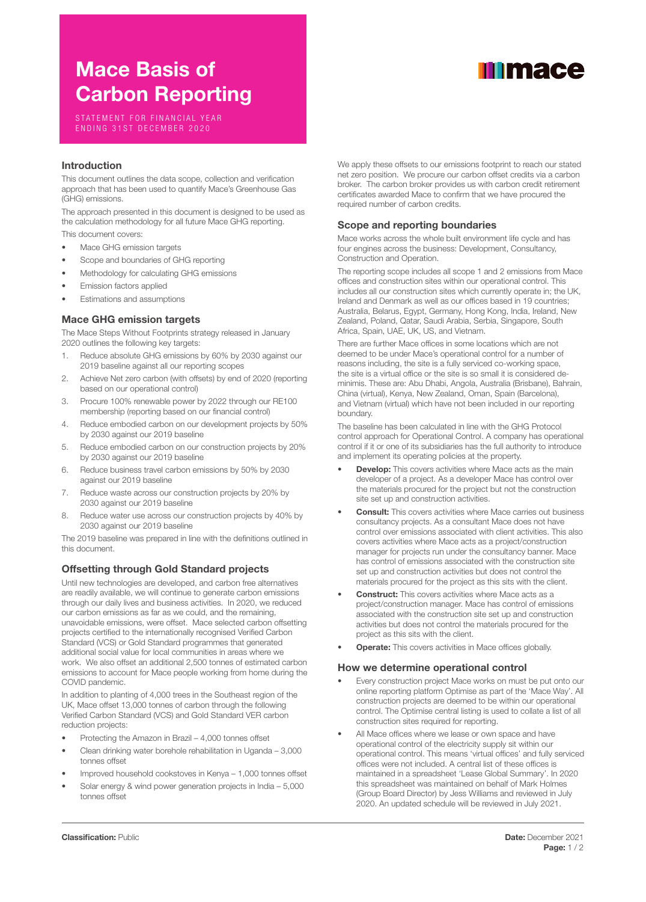# Mace Basis of Carbon Reporting

STATEMENT FOR FINANCIAL YEAR ENDING 31ST DECEMBER 2020

## Introduction

This document outlines the data scope, collection and verification approach that has been used to quantify Mace's Greenhouse Gas (GHG) emissions.

The approach presented in this document is designed to be used as the calculation methodology for all future Mace GHG reporting.

This document covers:

- Mace GHG emission targets
- Scope and boundaries of GHG reporting
- Methodology for calculating GHG emissions
- Emission factors applied
- Estimations and assumptions

## Mace GHG emission targets

The Mace Steps Without Footprints strategy released in January 2020 outlines the following key targets:

1. Reduce absolute GHG emissions by 60% by 2030 against our 2019 baseline against all our reporting scopes
2. Achieve Net zero carbon (with offsets) by end of 2020 (reporting based on our operational control)
3. Procure 100% renewable power by 2022 through our RE100 membership (reporting based on our financial control)
4. Reduce embodied carbon on our development projects by 50% by 2030 against our 2019 baseline
5. Reduce embodied carbon on our construction projects by 20% by 2030 against our 2019 baseline
6. Reduce business travel carbon emissions by 50% by 2030 against our 2019 baseline
7. Reduce waste across our construction projects by 20% by 2030 against our 2019 baseline
8. Reduce water use across our construction projects by 40% by 2030 against our 2019 baseline

The 2019 baseline was prepared in line with the definitions outlined in this document.

## Offsetting through Gold Standard projects

Until new technologies are developed, and carbon free alternatives are readily available, we will continue to generate carbon emissions through our daily lives and business activities. In 2020, we reduced our carbon emissions as far as we could, and the remaining, unavoidable emissions, were offset. Mace selected carbon offsetting projects certified to the internationally recognised Verified Carbon Standard (VCS) or Gold Standard programmes that generated additional social value for local communities in areas where we work. We also offset an additional 2,500 tonnes of estimated carbon emissions to account for Mace people working from home during the COVID pandemic.

In addition to planting of 4,000 trees in the Southeast region of the UK, Mace offset 13,000 tonnes of carbon through the following Verified Carbon Standard (VCS) and Gold Standard VER carbon reduction projects:

- Protecting the Amazon in Brazil – 4,000 tonnes offset
- Clean drinking water borehole rehabilitation in Uganda – 3,000 tonnes offset
- Improved household cookstoves in Kenya – 1,000 tonnes offset
- Solar energy & wind power generation projects in India – 5,000 tonnes offset

We apply these offsets to our emissions footprint to reach our stated net zero position. We procure our carbon offset credits via a carbon broker. The carbon broker provides us with carbon credit retirement certificates awarded Mace to confirm that we have procured the required number of carbon credits.

## Scope and reporting boundaries

Mace works across the whole built environment life cycle and has four engines across the business: Development, Consultancy, Construction and Operation.

The reporting scope includes all scope 1 and 2 emissions from Mace offices and construction sites within our operational control. This includes all our construction sites which currently operate in; the UK, Ireland and Denmark as well as our offices based in 19 countries; Australia, Belarus, Egypt, Germany, Hong Kong, India, Ireland, New Zealand, Poland, Qatar, Saudi Arabia, Serbia, Singapore, South Africa, Spain, UAE, UK, US, and Vietnam.

There are further Mace offices in some locations which are not deemed to be under Mace's operational control for a number of reasons including, the site is a fully serviced co-working space, the site is a virtual office or the site is so small it is considered de-minimis. These are: Abu Dhabi, Angola, Australia (Brisbane), Bahrain, China (virtual), Kenya, New Zealand, Oman, Spain (Barcelona), and Vietnam (virtual) which have not been included in our reporting boundary.

The baseline has been calculated in line with the GHG Protocol control approach for Operational Control. A company has operational control if it or one of its subsidiaries has the full authority to introduce and implement its operating policies at the property.

- **Develop:** This covers activities where Mace acts as the main developer of a project. As a developer Mace has control over the materials procured for the project but not the construction site set up and construction activities.
- **Consult:** This covers activities where Mace carries out business consultancy projects. As a consultant Mace does not have control over emissions associated with client activities. This also covers activities where Mace acts as a project/construction manager for projects run under the consultancy banner. Mace has control of emissions associated with the construction site set up and construction activities but does not control the materials procured for the project as this sits with the client.
- **Construct:** This covers activities where Mace acts as a project/construction manager. Mace has control of emissions associated with the construction site set up and construction activities but does not control the materials procured for the project as this sits with the client.
- **Operate:** This covers activities in Mace offices globally.

## How we determine operational control

- Every construction project Mace works on must be put onto our online reporting platform Optimise as part of the 'Mace Way'. All construction projects are deemed to be within our operational control. The Optimise central listing is used to collate a list of all construction sites required for reporting.
- All Mace offices where we lease or own space and have operational control of the electricity supply sit within our operational control. This means 'virtual offices' and fully serviced offices were not included. A central list of these offices is maintained in a spreadsheet 'Lease Global Summary'. In 2020 this spreadsheet was maintained on behalf of Mark Holmes (Group Board Director) by Jess Williams and reviewed in July 2020. An updated schedule will be reviewed in July 2021.

**Classification:** Public

**Date:** December 2021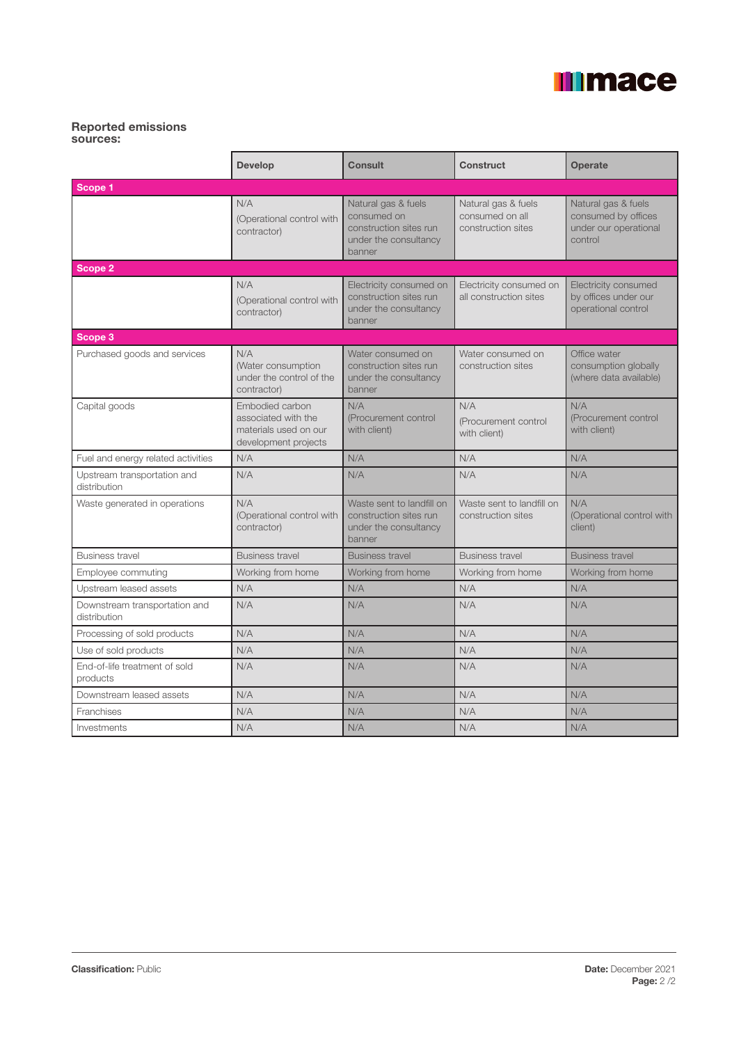**Reported emissions sources:**

| | Develop | Consult | Construct | Operate |
|---|---|---|---|---|
| **Scope 1** | | | | |
| | N/A (Operational control with contractor) | Natural gas & fuels consumed on construction sites run under the consultancy banner | Natural gas & fuels consumed on all construction sites | Natural gas & fuels consumed by offices under our operational control |
| **Scope 2** | | | | |
| | N/A (Operational control with contractor) | Electricity consumed on construction sites run under the consultancy banner | Electricity consumed on all construction sites | Electricity consumed by offices under our operational control |
| **Scope 3** | | | | |
| Purchased goods and services | N/A (Water consumption under the control of the contractor) | Water consumed on construction sites run under the consultancy banner | Water consumed on construction sites | Office water consumption globally (where data available) |
| Capital goods | Embodied carbon associated with the materials used on our development projects | N/A (Procurement control with client) | N/A (Procurement control with client) | N/A (Procurement control with client) |
| Fuel and energy related activities | N/A | N/A | N/A | N/A |
| Upstream transportation and distribution | N/A | N/A | N/A | N/A |
| Waste generated in operations | N/A (Operational control with contractor) | Waste sent to landfill on construction sites run under the consultancy banner | Waste sent to landfill on construction sites | N/A (Operational control with client) |
| Business travel | Business travel | Business travel | Business travel | Business travel |
| Employee commuting | Working from home | Working from home | Working from home | Working from home |
| Upstream leased assets | N/A | N/A | N/A | N/A |
| Downstream transportation and distribution | N/A | N/A | N/A | N/A |
| Processing of sold products | N/A | N/A | N/A | N/A |
| Use of sold products | N/A | N/A | N/A | N/A |
| End-of-life treatment of sold products | N/A | N/A | N/A | N/A |
| Downstream leased assets | N/A | N/A | N/A | N/A |
| Franchises | N/A | N/A | N/A | N/A |
| Investments | N/A | N/A | N/A | N/A |

**Classification:** Public

**Date:** December 2021